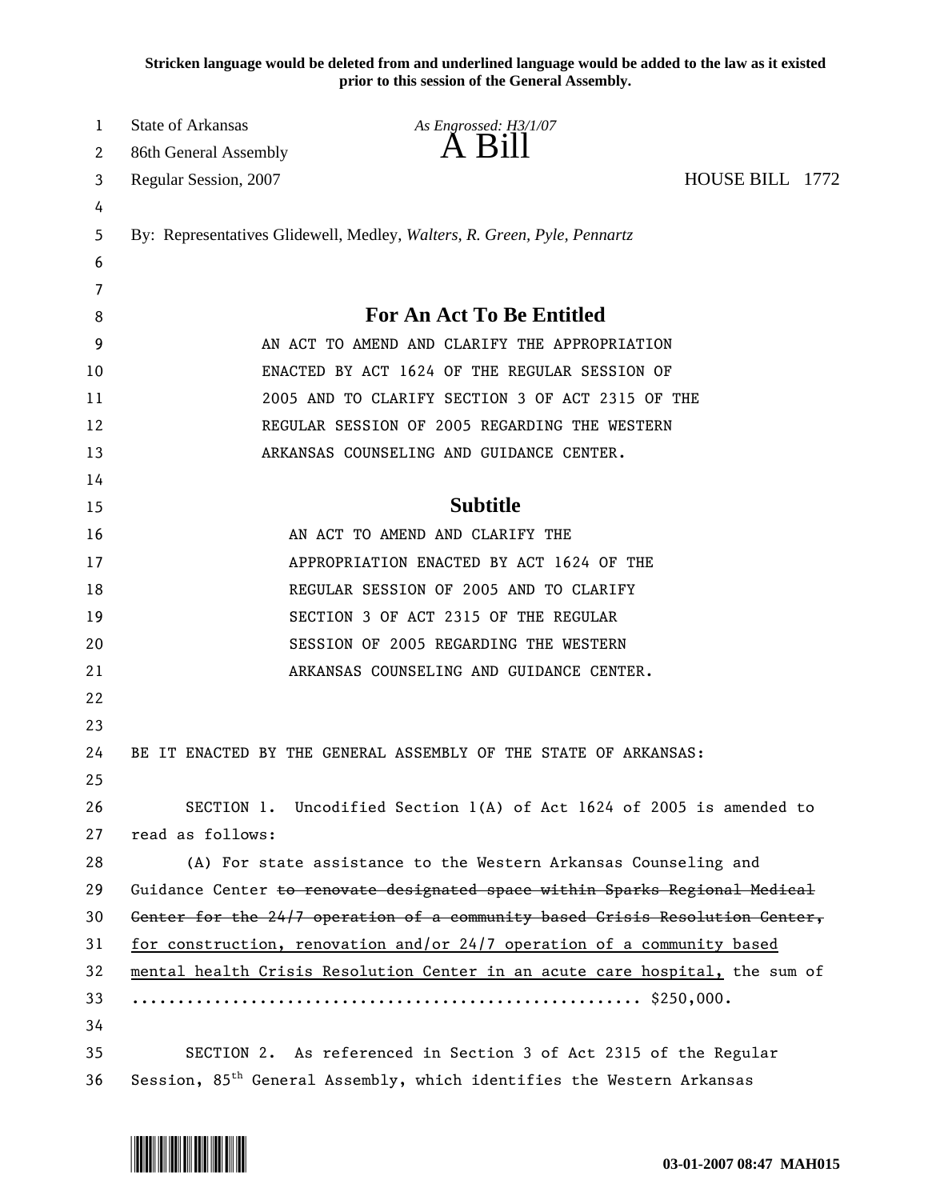Stricken language would be deleted from and underlined language would be added to the law as it existed prior to this session of the General Assembly.

State of Arkansas
86th General Assembly
Regular Session, 2007

*As Engrossed: H3/1/07*

# A Bill

HOUSE BILL 1772

By: Representatives Glidewell, Medley, *Walters, R. Green, Pyle, Pennartz*

## For An Act To Be Entitled

AN ACT TO AMEND AND CLARIFY THE APPROPRIATION ENACTED BY ACT 1624 OF THE REGULAR SESSION OF 2005 AND TO CLARIFY SECTION 3 OF ACT 2315 OF THE REGULAR SESSION OF 2005 REGARDING THE WESTERN ARKANSAS COUNSELING AND GUIDANCE CENTER.

## Subtitle

AN ACT TO AMEND AND CLARIFY THE APPROPRIATION ENACTED BY ACT 1624 OF THE REGULAR SESSION OF 2005 AND TO CLARIFY SECTION 3 OF ACT 2315 OF THE REGULAR SESSION OF 2005 REGARDING THE WESTERN ARKANSAS COUNSELING AND GUIDANCE CENTER.

BE IT ENACTED BY THE GENERAL ASSEMBLY OF THE STATE OF ARKANSAS:

SECTION 1. Uncodified Section 1(A) of Act 1624 of 2005 is amended to read as follows:

(A) For state assistance to the Western Arkansas Counseling and Guidance Center ~~to renovate designated space within Sparks Regional Medical Center for the 24/7 operation of a community based Crisis Resolution Center,~~ <u>for construction, renovation and/or 24/7 operation of a community based mental health Crisis Resolution Center in an acute care hospital,</u> the sum of ........................................................ $250,000.

SECTION 2. As referenced in Section 3 of Act 2315 of the Regular Session, 85th General Assembly, which identifies the Western Arkansas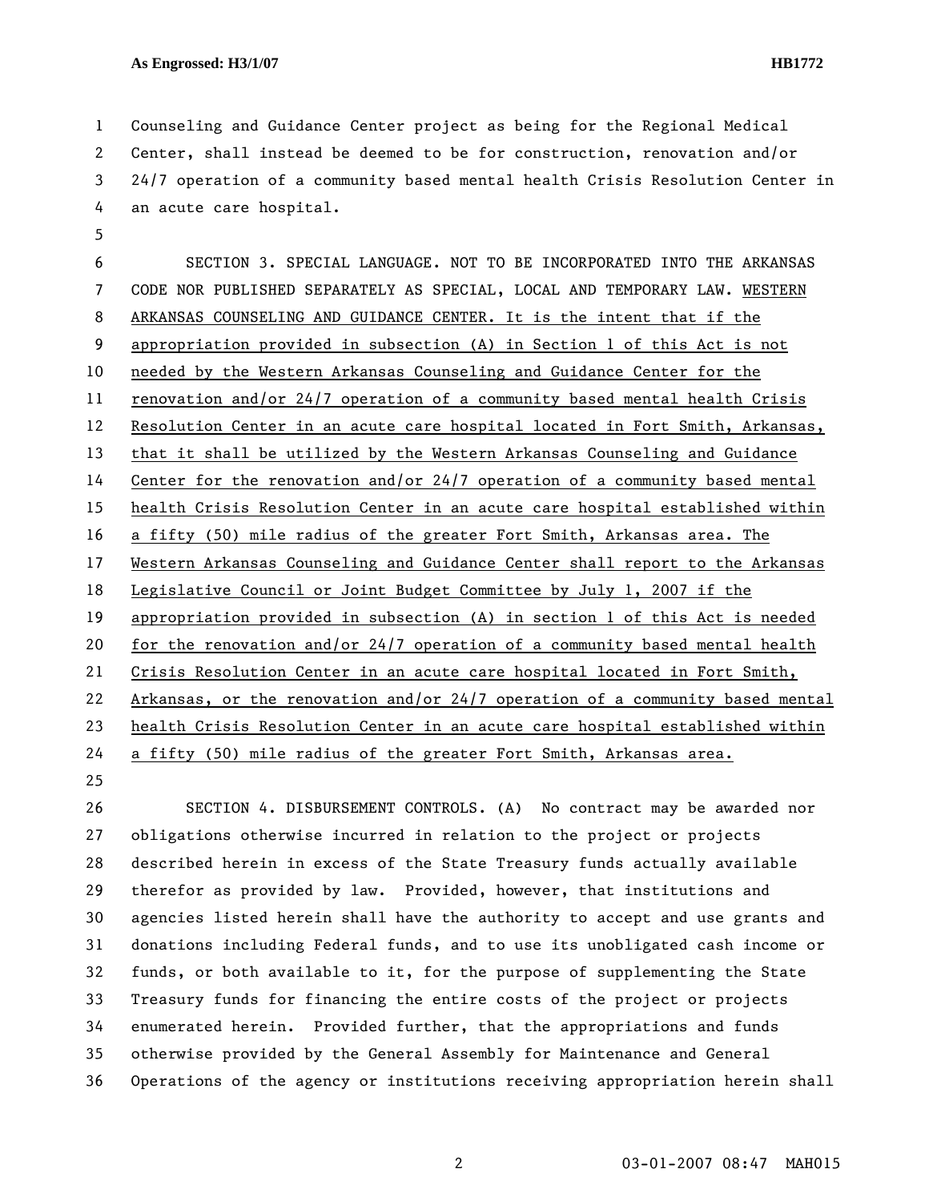Counseling and Guidance Center project as being for the Regional Medical Center, shall instead be deemed to be for construction, renovation and/or 24/7 operation of a community based mental health Crisis Resolution Center in an acute care hospital.

SECTION 3. SPECIAL LANGUAGE. NOT TO BE INCORPORATED INTO THE ARKANSAS CODE NOR PUBLISHED SEPARATELY AS SPECIAL, LOCAL AND TEMPORARY LAW. WESTERN ARKANSAS COUNSELING AND GUIDANCE CENTER. It is the intent that if the appropriation provided in subsection (A) in Section 1 of this Act is not needed by the Western Arkansas Counseling and Guidance Center for the renovation and/or 24/7 operation of a community based mental health Crisis Resolution Center in an acute care hospital located in Fort Smith, Arkansas, that it shall be utilized by the Western Arkansas Counseling and Guidance Center for the renovation and/or 24/7 operation of a community based mental health Crisis Resolution Center in an acute care hospital established within a fifty (50) mile radius of the greater Fort Smith, Arkansas area. The Western Arkansas Counseling and Guidance Center shall report to the Arkansas Legislative Council or Joint Budget Committee by July 1, 2007 if the appropriation provided in subsection (A) in section 1 of this Act is needed for the renovation and/or 24/7 operation of a community based mental health Crisis Resolution Center in an acute care hospital located in Fort Smith, Arkansas, or the renovation and/or 24/7 operation of a community based mental health Crisis Resolution Center in an acute care hospital established within a fifty (50) mile radius of the greater Fort Smith, Arkansas area.

SECTION 4. DISBURSEMENT CONTROLS. (A) No contract may be awarded nor obligations otherwise incurred in relation to the project or projects described herein in excess of the State Treasury funds actually available therefor as provided by law. Provided, however, that institutions and agencies listed herein shall have the authority to accept and use grants and donations including Federal funds, and to use its unobligated cash income or funds, or both available to it, for the purpose of supplementing the State Treasury funds for financing the entire costs of the project or projects enumerated herein. Provided further, that the appropriations and funds otherwise provided by the General Assembly for Maintenance and General Operations of the agency or institutions receiving appropriation herein shall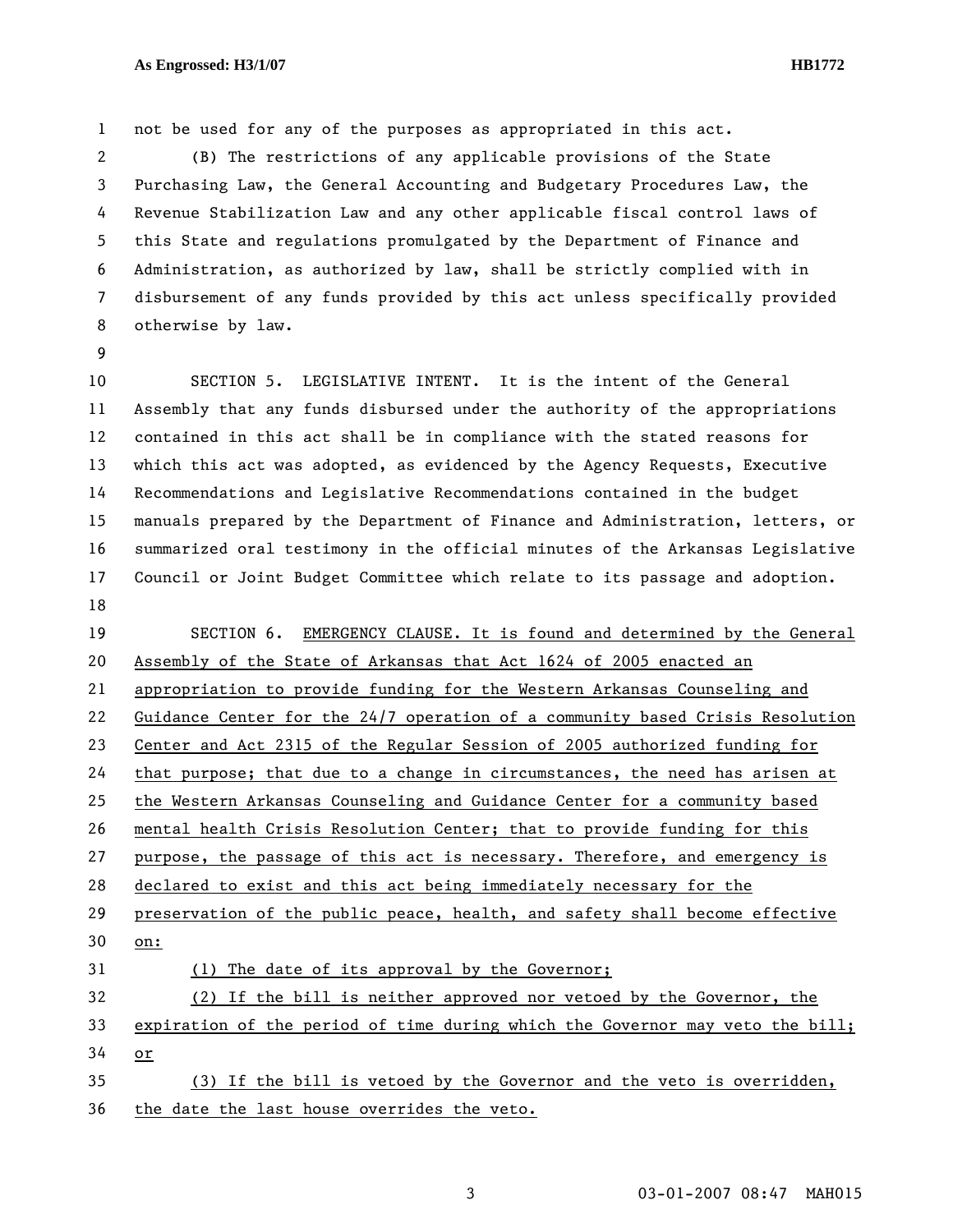not be used for any of the purposes as appropriated in this act.

(B) The restrictions of any applicable provisions of the State Purchasing Law, the General Accounting and Budgetary Procedures Law, the Revenue Stabilization Law and any other applicable fiscal control laws of this State and regulations promulgated by the Department of Finance and Administration, as authorized by law, shall be strictly complied with in disbursement of any funds provided by this act unless specifically provided otherwise by law.

SECTION 5. LEGISLATIVE INTENT. It is the intent of the General Assembly that any funds disbursed under the authority of the appropriations contained in this act shall be in compliance with the stated reasons for which this act was adopted, as evidenced by the Agency Requests, Executive Recommendations and Legislative Recommendations contained in the budget manuals prepared by the Department of Finance and Administration, letters, or summarized oral testimony in the official minutes of the Arkansas Legislative Council or Joint Budget Committee which relate to its passage and adoption.

SECTION 6. EMERGENCY CLAUSE. It is found and determined by the General Assembly of the State of Arkansas that Act 1624 of 2005 enacted an appropriation to provide funding for the Western Arkansas Counseling and Guidance Center for the 24/7 operation of a community based Crisis Resolution Center and Act 2315 of the Regular Session of 2005 authorized funding for that purpose; that due to a change in circumstances, the need has arisen at the Western Arkansas Counseling and Guidance Center for a community based mental health Crisis Resolution Center; that to provide funding for this purpose, the passage of this act is necessary. Therefore, and emergency is declared to exist and this act being immediately necessary for the preservation of the public peace, health, and safety shall become effective on:

(1) The date of its approval by the Governor;

(2) If the bill is neither approved nor vetoed by the Governor, the expiration of the period of time during which the Governor may veto the bill; or

(3) If the bill is vetoed by the Governor and the veto is overridden, the date the last house overrides the veto.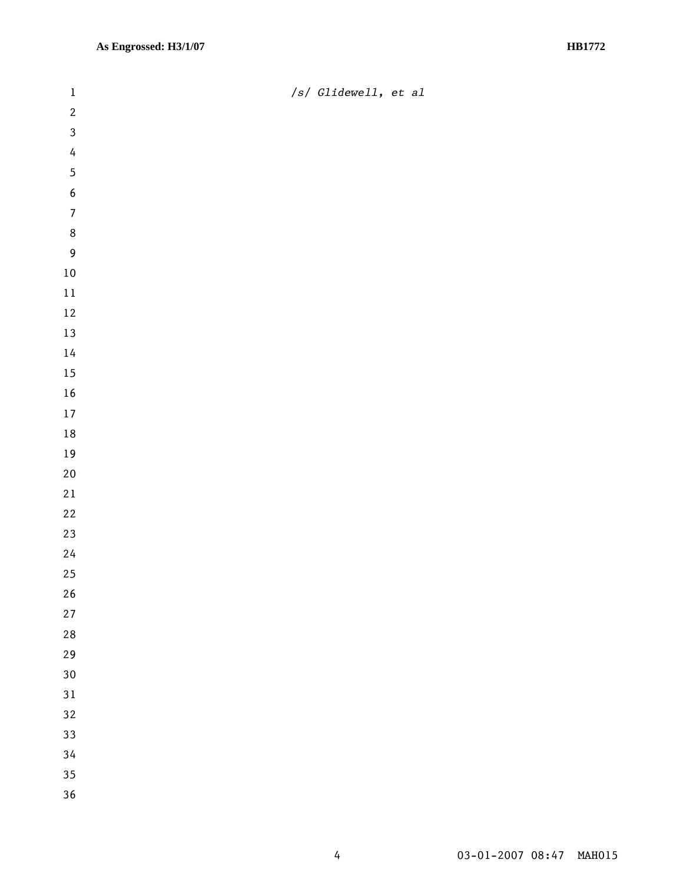*/s/ Glidewell, et al*